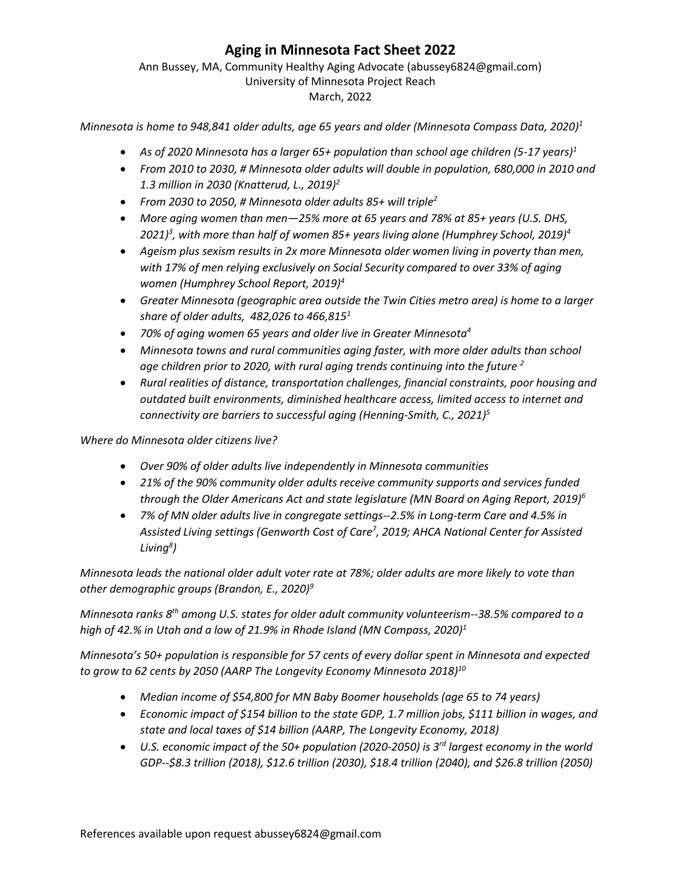# Aging in Minnesota Fact Sheet 2022

Ann Bussey, MA, Community Healthy Aging Advocate (abussey6824@gmail.com)
University of Minnesota Project Reach
March, 2022

*Minnesota is home to 948,841 older adults, age 65 years and older (Minnesota Compass Data, 2020)[1]*

- *As of 2020 Minnesota has a larger 65+ population than school age children (5-17 years)[1]*
- *From 2010 to 2030, # Minnesota older adults will double in population, 680,000 in 2010 and 1.3 million in 2030 (Knatterud, L., 2019)[2]*
- *From 2030 to 2050, # Minnesota older adults 85+ will triple[2]*
- *More aging women than men—25% more at 65 years and 78% at 85+ years (U.S. DHS, 2021)[3], with more than half of women 85+ years living alone (Humphrey School, 2019)[4]*
- *Ageism plus sexism results in 2x more Minnesota older women living in poverty than men, with 17% of men relying exclusively on Social Security compared to over 33% of aging women (Humphrey School Report, 2019)[4]*
- *Greater Minnesota (geographic area outside the Twin Cities metro area) is home to a larger share of older adults, 482,026 to 466,815[1]*
- *70% of aging women 65 years and older live in Greater Minnesota[4]*
- *Minnesota towns and rural communities aging faster, with more older adults than school age children prior to 2020, with rural aging trends continuing into the future [2]*
- *Rural realities of distance, transportation challenges, financial constraints, poor housing and outdated built environments, diminished healthcare access, limited access to internet and connectivity are barriers to successful aging (Henning-Smith, C., 2021)[5]*

*Where do Minnesota older citizens live?*

- *Over 90% of older adults live independently in Minnesota communities*
- *21% of the 90% community older adults receive community supports and services funded through the Older Americans Act and state legislature (MN Board on Aging Report, 2019)[6]*
- *7% of MN older adults live in congregate settings--2.5% in Long-term Care and 4.5% in Assisted Living settings (Genworth Cost of Care[7], 2019; AHCA National Center for Assisted Living[8])*

*Minnesota leads the national older adult voter rate at 78%; older adults are more likely to vote than other demographic groups (Brandon, E., 2020)[9]*

*Minnesota ranks 8th among U.S. states for older adult community volunteerism--38.5% compared to a high of 42.% in Utah and a low of 21.9% in Rhode Island (MN Compass, 2020)[1]*

*Minnesota's 50+ population is responsible for 57 cents of every dollar spent in Minnesota and expected to grow to 62 cents by 2050 (AARP The Longevity Economy Minnesota 2018)[10]*

- *Median income of $54,800 for MN Baby Boomer households (age 65 to 74 years)*
- *Economic impact of $154 billion to the state GDP, 1.7 million jobs, $111 billion in wages, and state and local taxes of $14 billion (AARP, The Longevity Economy, 2018)*
- *U.S. economic impact of the 50+ population (2020-2050) is 3rd largest economy in the world GDP--$8.3 trillion (2018), $12.6 trillion (2030), $18.4 trillion (2040), and $26.8 trillion (2050)*

References available upon request abussey6824@gmail.com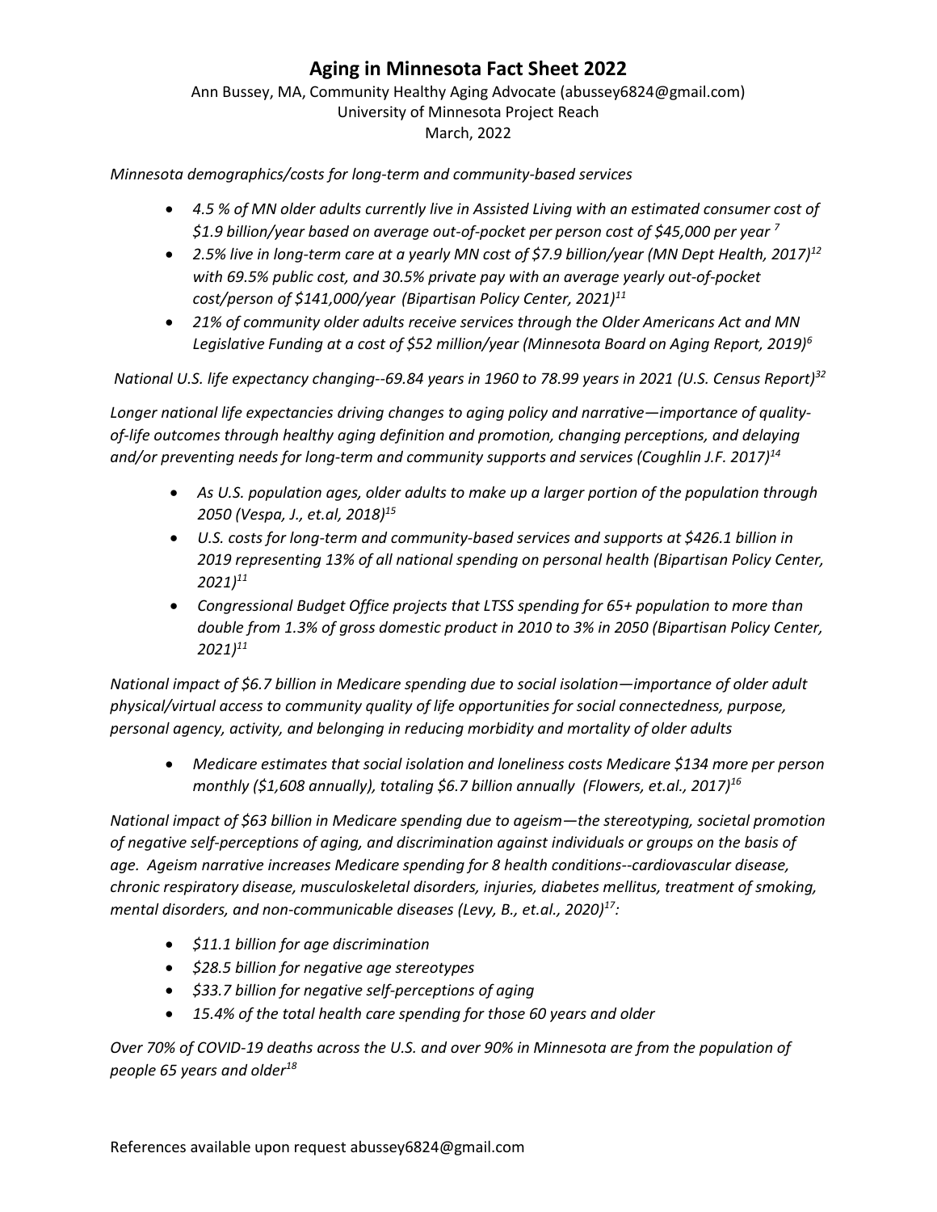# Aging in Minnesota Fact Sheet 2022

Ann Bussey, MA, Community Healthy Aging Advocate (abussey6824@gmail.com)
University of Minnesota Project Reach
March, 2022

*Minnesota demographics/costs for long-term and community-based services*

- *4.5 % of MN older adults currently live in Assisted Living with an estimated consumer cost of $1.9 billion/year based on average out-of-pocket per person cost of $45,000 per year* [7]
- *2.5% live in long-term care at a yearly MN cost of $7.9 billion/year (MN Dept Health, 2017)*[12] *with 69.5% public cost, and 30.5% private pay with an average yearly out-of-pocket cost/person of $141,000/year (Bipartisan Policy Center, 2021)*[11]
- *21% of community older adults receive services through the Older Americans Act and MN Legislative Funding at a cost of $52 million/year (Minnesota Board on Aging Report, 2019)*[6]

*National U.S. life expectancy changing--69.84 years in 1960 to 78.99 years in 2021 (U.S. Census Report)*[32]

*Longer national life expectancies driving changes to aging policy and narrative—importance of quality-of-life outcomes through healthy aging definition and promotion, changing perceptions, and delaying and/or preventing needs for long-term and community supports and services (Coughlin J.F. 2017)*[14]

- *As U.S. population ages, older adults to make up a larger portion of the population through 2050 (Vespa, J., et.al, 2018)*[15]
- *U.S. costs for long-term and community-based services and supports at $426.1 billion in 2019 representing 13% of all national spending on personal health (Bipartisan Policy Center, 2021)*[11]
- *Congressional Budget Office projects that LTSS spending for 65+ population to more than double from 1.3% of gross domestic product in 2010 to 3% in 2050 (Bipartisan Policy Center, 2021)*[11]

*National impact of $6.7 billion in Medicare spending due to social isolation—importance of older adult physical/virtual access to community quality of life opportunities for social connectedness, purpose, personal agency, activity, and belonging in reducing morbidity and mortality of older adults*

- *Medicare estimates that social isolation and loneliness costs Medicare $134 more per person monthly ($1,608 annually), totaling $6.7 billion annually (Flowers, et.al., 2017)*[16]

*National impact of $63 billion in Medicare spending due to ageism—the stereotyping, societal promotion of negative self-perceptions of aging, and discrimination against individuals or groups on the basis of age. Ageism narrative increases Medicare spending for 8 health conditions--cardiovascular disease, chronic respiratory disease, musculoskeletal disorders, injuries, diabetes mellitus, treatment of smoking, mental disorders, and non-communicable diseases (Levy, B., et.al., 2020)*[17]*:*

- *$11.1 billion for age discrimination*
- *$28.5 billion for negative age stereotypes*
- *$33.7 billion for negative self-perceptions of aging*
- *15.4% of the total health care spending for those 60 years and older*

*Over 70% of COVID-19 deaths across the U.S. and over 90% in Minnesota are from the population of people 65 years and older*[18]

References available upon request abussey6824@gmail.com